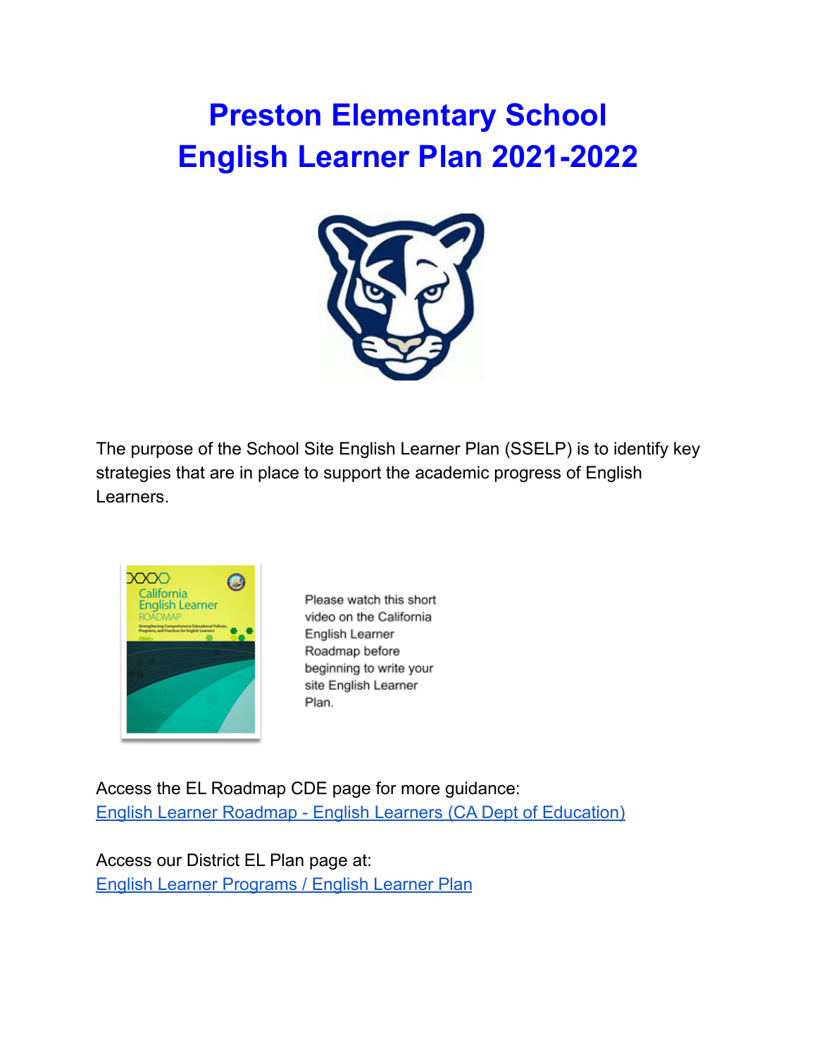# Preston Elementary School
# English Learner Plan 2021-2022

The purpose of the School Site English Learner Plan (SSELP) is to identify key strategies that are in place to support the academic progress of English Learners.

Please watch this short video on the California English Learner Roadmap before beginning to write your site English Learner Plan.

Access the EL Roadmap CDE page for more guidance:
[English Learner Roadmap - English Learners (CA Dept of Education)]

Access our District EL Plan page at:
[English Learner Programs / English Learner Plan]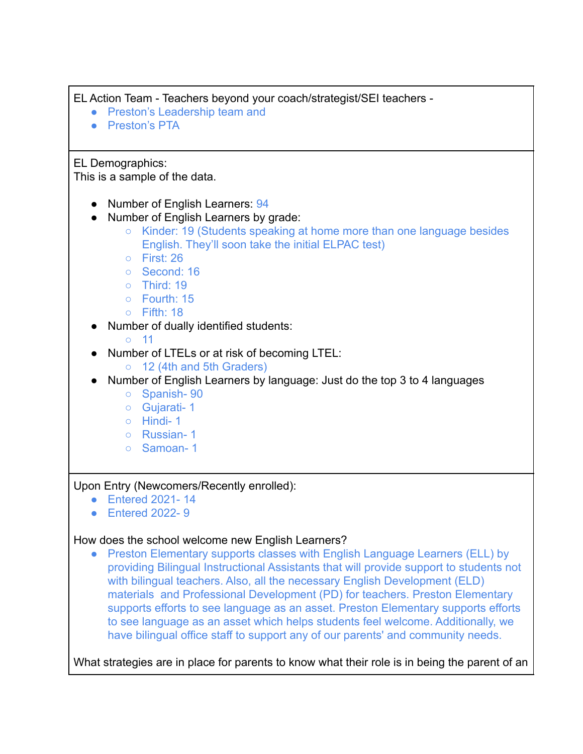EL Action Team - Teachers beyond your coach/strategist/SEI teachers -

- Preston's Leadership team and
- Preston's PTA

EL Demographics:
This is a sample of the data.

- Number of English Learners: 94
- Number of English Learners by grade:
  - Kinder: 19 (Students speaking at home more than one language besides English. They'll soon take the initial ELPAC test)
  - First: 26
  - Second: 16
  - Third: 19
  - Fourth: 15
  - Fifth: 18
- Number of dually identified students:
  - 11
- Number of LTELs or at risk of becoming LTEL:
  - 12 (4th and 5th Graders)
- Number of English Learners by language: Just do the top 3 to 4 languages
  - Spanish- 90
  - Gujarati- 1
  - Hindi- 1
  - Russian- 1
  - Samoan- 1

Upon Entry (Newcomers/Recently enrolled):

- Entered 2021- 14
- Entered 2022- 9

How does the school welcome new English Learners?

- Preston Elementary supports classes with English Language Learners (ELL) by providing Bilingual Instructional Assistants that will provide support to students not with bilingual teachers. Also, all the necessary English Development (ELD) materials and Professional Development (PD) for teachers. Preston Elementary supports efforts to see language as an asset. Preston Elementary supports efforts to see language as an asset which helps students feel welcome. Additionally, we have bilingual office staff to support any of our parents' and community needs.

What strategies are in place for parents to know what their role is in being the parent of an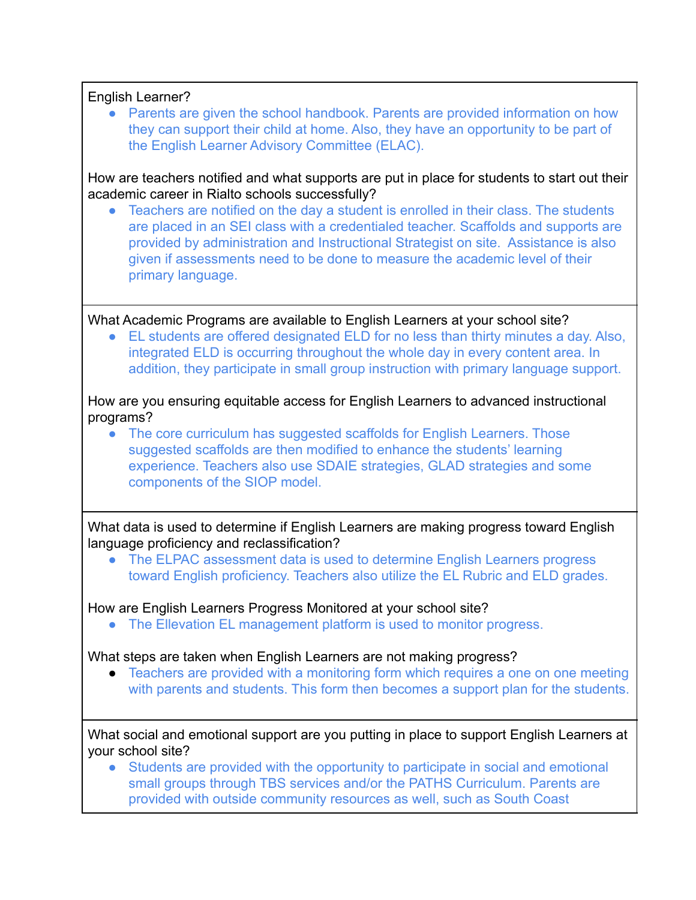English Learner?

- Parents are given the school handbook. Parents are provided information on how they can support their child at home. Also, they have an opportunity to be part of the English Learner Advisory Committee (ELAC).

How are teachers notified and what supports are put in place for students to start out their academic career in Rialto schools successfully?

- Teachers are notified on the day a student is enrolled in their class. The students are placed in an SEI class with a credentialed teacher. Scaffolds and supports are provided by administration and Instructional Strategist on site. Assistance is also given if assessments need to be done to measure the academic level of their primary language.

---

What Academic Programs are available to English Learners at your school site?

- EL students are offered designated ELD for no less than thirty minutes a day. Also, integrated ELD is occurring throughout the whole day in every content area. In addition, they participate in small group instruction with primary language support.

How are you ensuring equitable access for English Learners to advanced instructional programs?

- The core curriculum has suggested scaffolds for English Learners. Those suggested scaffolds are then modified to enhance the students' learning experience. Teachers also use SDAIE strategies, GLAD strategies and some components of the SIOP model.

---

What data is used to determine if English Learners are making progress toward English language proficiency and reclassification?

- The ELPAC assessment data is used to determine English Learners progress toward English proficiency. Teachers also utilize the EL Rubric and ELD grades.

How are English Learners Progress Monitored at your school site?

- The Ellevation EL management platform is used to monitor progress.

What steps are taken when English Learners are not making progress?

- Teachers are provided with a monitoring form which requires a one on one meeting with parents and students. This form then becomes a support plan for the students.

---

What social and emotional support are you putting in place to support English Learners at your school site?

- Students are provided with the opportunity to participate in social and emotional small groups through TBS services and/or the PATHS Curriculum. Parents are provided with outside community resources as well, such as South Coast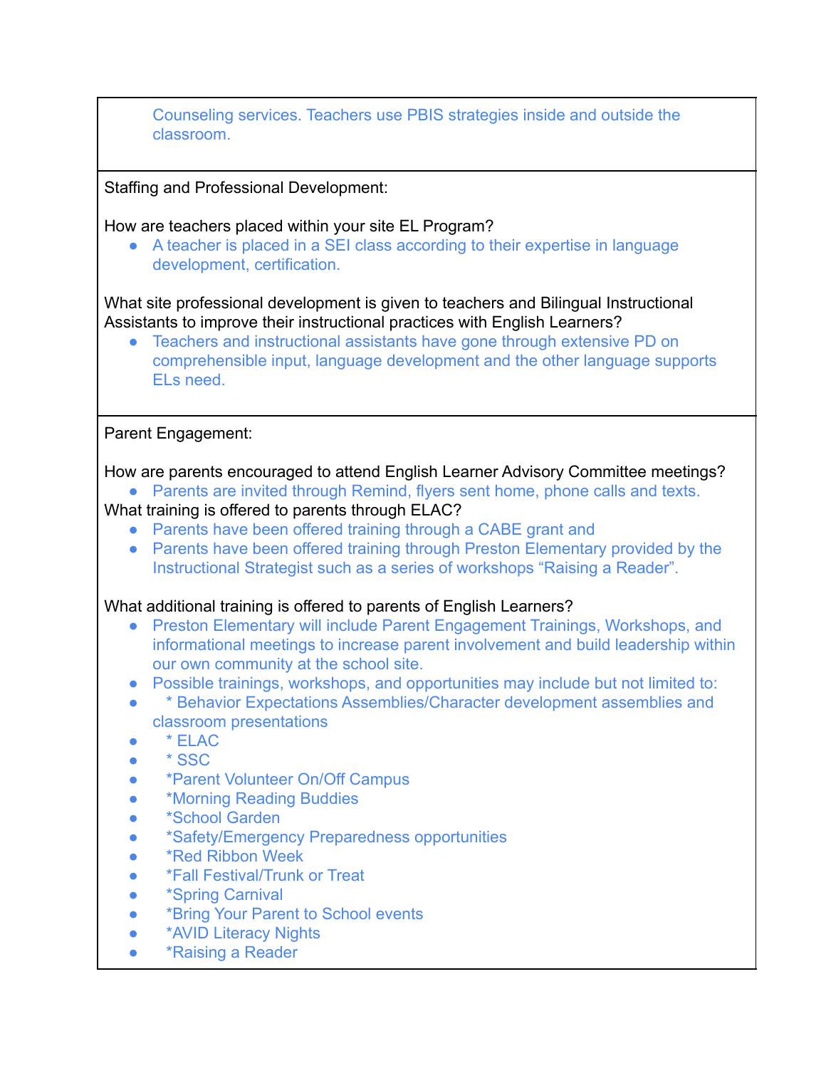Counseling services. Teachers use PBIS strategies inside and outside the classroom.

Staffing and Professional Development:

How are teachers placed within your site EL Program?

- A teacher is placed in a SEI class according to their expertise in language development, certification.

What site professional development is given to teachers and Bilingual Instructional Assistants to improve their instructional practices with English Learners?

- Teachers and instructional assistants have gone through extensive PD on comprehensible input, language development and the other language supports ELs need.

Parent Engagement:

How are parents encouraged to attend English Learner Advisory Committee meetings?

- Parents are invited through Remind, flyers sent home, phone calls and texts.

What training is offered to parents through ELAC?

- Parents have been offered training through a CABE grant and
- Parents have been offered training through Preston Elementary provided by the Instructional Strategist such as a series of workshops “Raising a Reader”.

What additional training is offered to parents of English Learners?

- Preston Elementary will include Parent Engagement Trainings, Workshops, and informational meetings to increase parent involvement and build leadership within our own community at the school site.
- Possible trainings, workshops, and opportunities may include but not limited to:
- * Behavior Expectations Assemblies/Character development assemblies and classroom presentations
- * ELAC
- * SSC
- *Parent Volunteer On/Off Campus
- *Morning Reading Buddies
- *School Garden
- *Safety/Emergency Preparedness opportunities
- *Red Ribbon Week
- *Fall Festival/Trunk or Treat
- *Spring Carnival
- *Bring Your Parent to School events
- *AVID Literacy Nights
- *Raising a Reader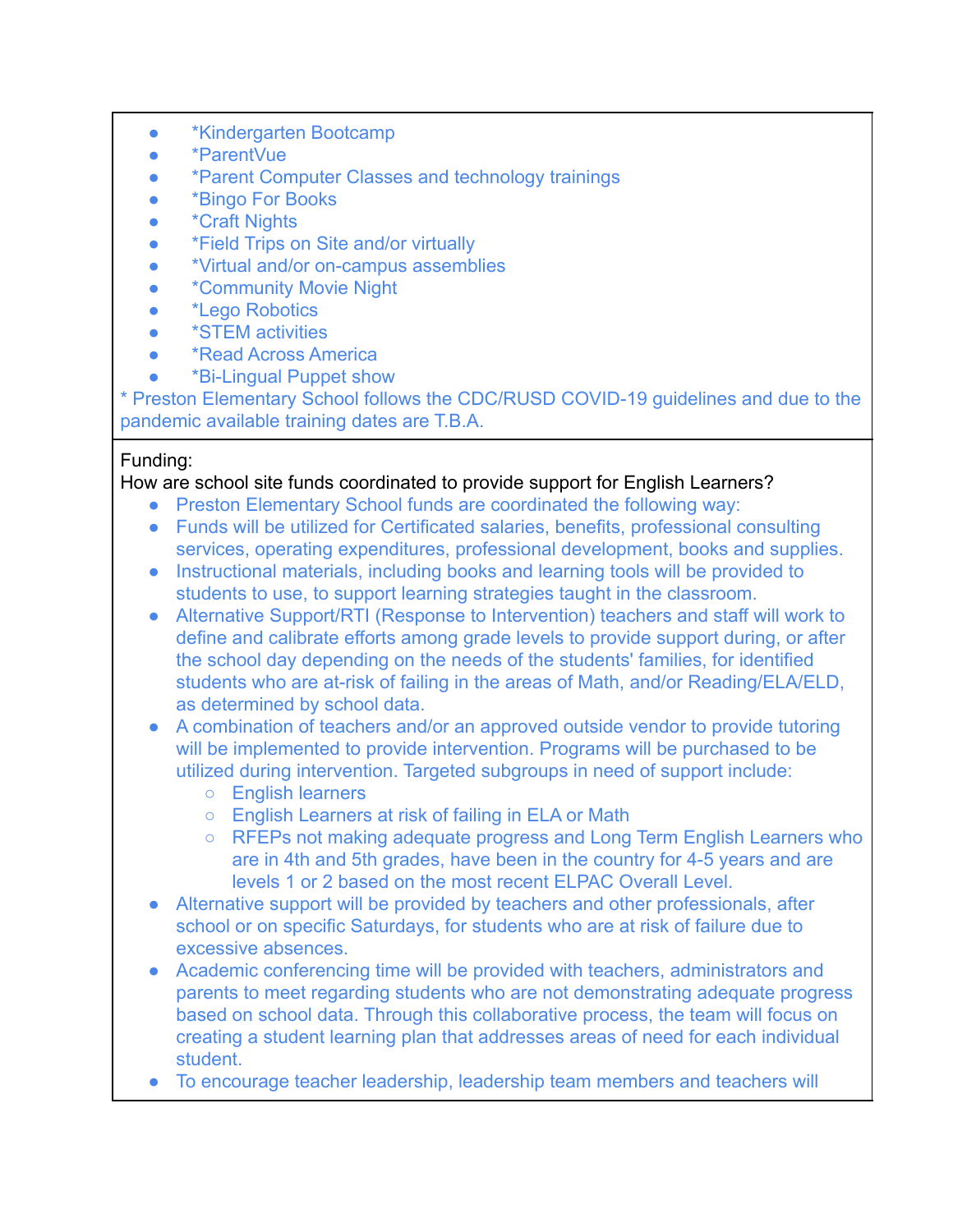- *Kindergarten Bootcamp
- *ParentVue
- *Parent Computer Classes and technology trainings
- *Bingo For Books
- *Craft Nights
- *Field Trips on Site and/or virtually
- *Virtual and/or on-campus assemblies
- *Community Movie Night
- *Lego Robotics
- *STEM activities
- *Read Across America
- *Bi-Lingual Puppet show

* Preston Elementary School follows the CDC/RUSD COVID-19 guidelines and due to the pandemic available training dates are T.B.A.

Funding:
How are school site funds coordinated to provide support for English Learners?

- Preston Elementary School funds are coordinated the following way:
- Funds will be utilized for Certificated salaries, benefits, professional consulting services, operating expenditures, professional development, books and supplies.
- Instructional materials, including books and learning tools will be provided to students to use, to support learning strategies taught in the classroom.
- Alternative Support/RTI (Response to Intervention) teachers and staff will work to define and calibrate efforts among grade levels to provide support during, or after the school day depending on the needs of the students' families, for identified students who are at-risk of failing in the areas of Math, and/or Reading/ELA/ELD, as determined by school data.
- A combination of teachers and/or an approved outside vendor to provide tutoring will be implemented to provide intervention. Programs will be purchased to be utilized during intervention. Targeted subgroups in need of support include:
    - English learners
    - English Learners at risk of failing in ELA or Math
    - RFEPs not making adequate progress and Long Term English Learners who are in 4th and 5th grades, have been in the country for 4-5 years and are levels 1 or 2 based on the most recent ELPAC Overall Level.
- Alternative support will be provided by teachers and other professionals, after school or on specific Saturdays, for students who are at risk of failure due to excessive absences.
- Academic conferencing time will be provided with teachers, administrators and parents to meet regarding students who are not demonstrating adequate progress based on school data. Through this collaborative process, the team will focus on creating a student learning plan that addresses areas of need for each individual student.
- To encourage teacher leadership, leadership team members and teachers will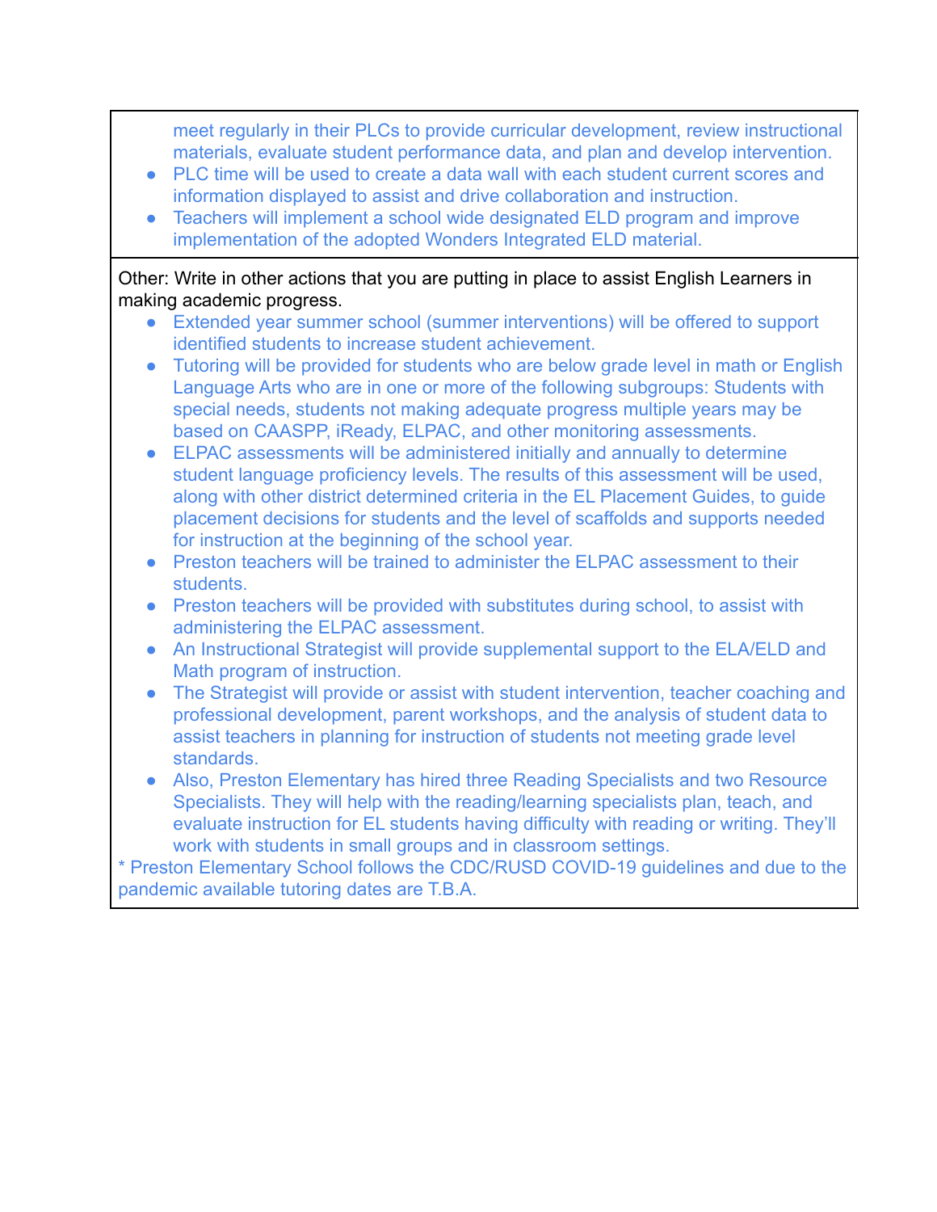meet regularly in their PLCs to provide curricular development, review instructional materials, evaluate student performance data, and plan and develop intervention.

- PLC time will be used to create a data wall with each student current scores and information displayed to assist and drive collaboration and instruction.
- Teachers will implement a school wide designated ELD program and improve implementation of the adopted Wonders Integrated ELD material.

Other: Write in other actions that you are putting in place to assist English Learners in making academic progress.

- Extended year summer school (summer interventions) will be offered to support identified students to increase student achievement.
- Tutoring will be provided for students who are below grade level in math or English Language Arts who are in one or more of the following subgroups: Students with special needs, students not making adequate progress multiple years may be based on CAASPP, iReady, ELPAC, and other monitoring assessments.
- ELPAC assessments will be administered initially and annually to determine student language proficiency levels. The results of this assessment will be used, along with other district determined criteria in the EL Placement Guides, to guide placement decisions for students and the level of scaffolds and supports needed for instruction at the beginning of the school year.
- Preston teachers will be trained to administer the ELPAC assessment to their students.
- Preston teachers will be provided with substitutes during school, to assist with administering the ELPAC assessment.
- An Instructional Strategist will provide supplemental support to the ELA/ELD and Math program of instruction.
- The Strategist will provide or assist with student intervention, teacher coaching and professional development, parent workshops, and the analysis of student data to assist teachers in planning for instruction of students not meeting grade level standards.
- Also, Preston Elementary has hired three Reading Specialists and two Resource Specialists. They will help with the reading/learning specialists plan, teach, and evaluate instruction for EL students having difficulty with reading or writing. They'll work with students in small groups and in classroom settings.

* Preston Elementary School follows the CDC/RUSD COVID-19 guidelines and due to the pandemic available tutoring dates are T.B.A.